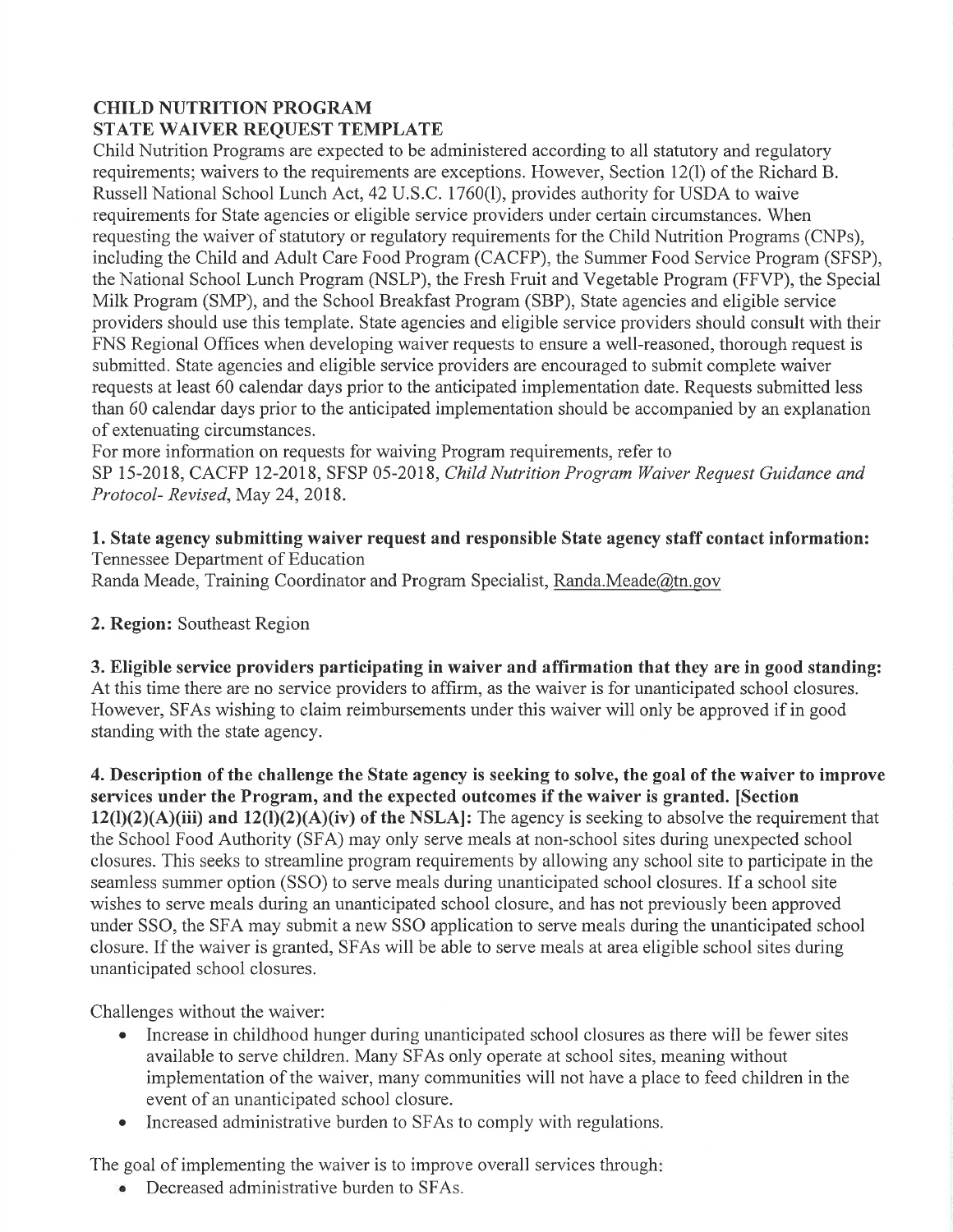# CHILD NUTRITION PROGRAM
## STATE WAIVER REQUEST TEMPLATE

Child Nutrition Programs are expected to be administered according to all statutory and regulatory requirements; waivers to the requirements are exceptions. However, Section 12(l) of the Richard B. Russell National School Lunch Act, 42 U.S.C. 1760(l), provides authority for USDA to waive requirements for State agencies or eligible service providers under certain circumstances. When requesting the waiver of statutory or regulatory requirements for the Child Nutrition Programs (CNPs), including the Child and Adult Care Food Program (CACFP), the Summer Food Service Program (SFSP), the National School Lunch Program (NSLP), the Fresh Fruit and Vegetable Program (FFVP), the Special Milk Program (SMP), and the School Breakfast Program (SBP), State agencies and eligible service providers should use this template. State agencies and eligible service providers should consult with their FNS Regional Offices when developing waiver requests to ensure a well-reasoned, thorough request is submitted. State agencies and eligible service providers are encouraged to submit complete waiver requests at least 60 calendar days prior to the anticipated implementation date. Requests submitted less than 60 calendar days prior to the anticipated implementation should be accompanied by an explanation of extenuating circumstances.

For more information on requests for waiving Program requirements, refer to SP 15-2018, CACFP 12-2018, SFSP 05-2018, *Child Nutrition Program Waiver Request Guidance and Protocol- Revised*, May 24, 2018.

**1. State agency submitting waiver request and responsible State agency staff contact information:**
Tennessee Department of Education
Randa Meade, Training Coordinator and Program Specialist, Randa.Meade@tn.gov

**2. Region:** Southeast Region

**3. Eligible service providers participating in waiver and affirmation that they are in good standing:** At this time there are no service providers to affirm, as the waiver is for unanticipated school closures. However, SFAs wishing to claim reimbursements under this waiver will only be approved if in good standing with the state agency.

**4. Description of the challenge the State agency is seeking to solve, the goal of the waiver to improve services under the Program, and the expected outcomes if the waiver is granted. [Section 12(l)(2)(A)(iii) and 12(l)(2)(A)(iv) of the NSLA]:** The agency is seeking to absolve the requirement that the School Food Authority (SFA) may only serve meals at non-school sites during unexpected school closures. This seeks to streamline program requirements by allowing any school site to participate in the seamless summer option (SSO) to serve meals during unanticipated school closures. If a school site wishes to serve meals during an unanticipated school closure, and has not previously been approved under SSO, the SFA may submit a new SSO application to serve meals during the unanticipated school closure. If the waiver is granted, SFAs will be able to serve meals at area eligible school sites during unanticipated school closures.

Challenges without the waiver:

- Increase in childhood hunger during unanticipated school closures as there will be fewer sites available to serve children. Many SFAs only operate at school sites, meaning without implementation of the waiver, many communities will not have a place to feed children in the event of an unanticipated school closure.
- Increased administrative burden to SFAs to comply with regulations.

The goal of implementing the waiver is to improve overall services through:

- Decreased administrative burden to SFAs.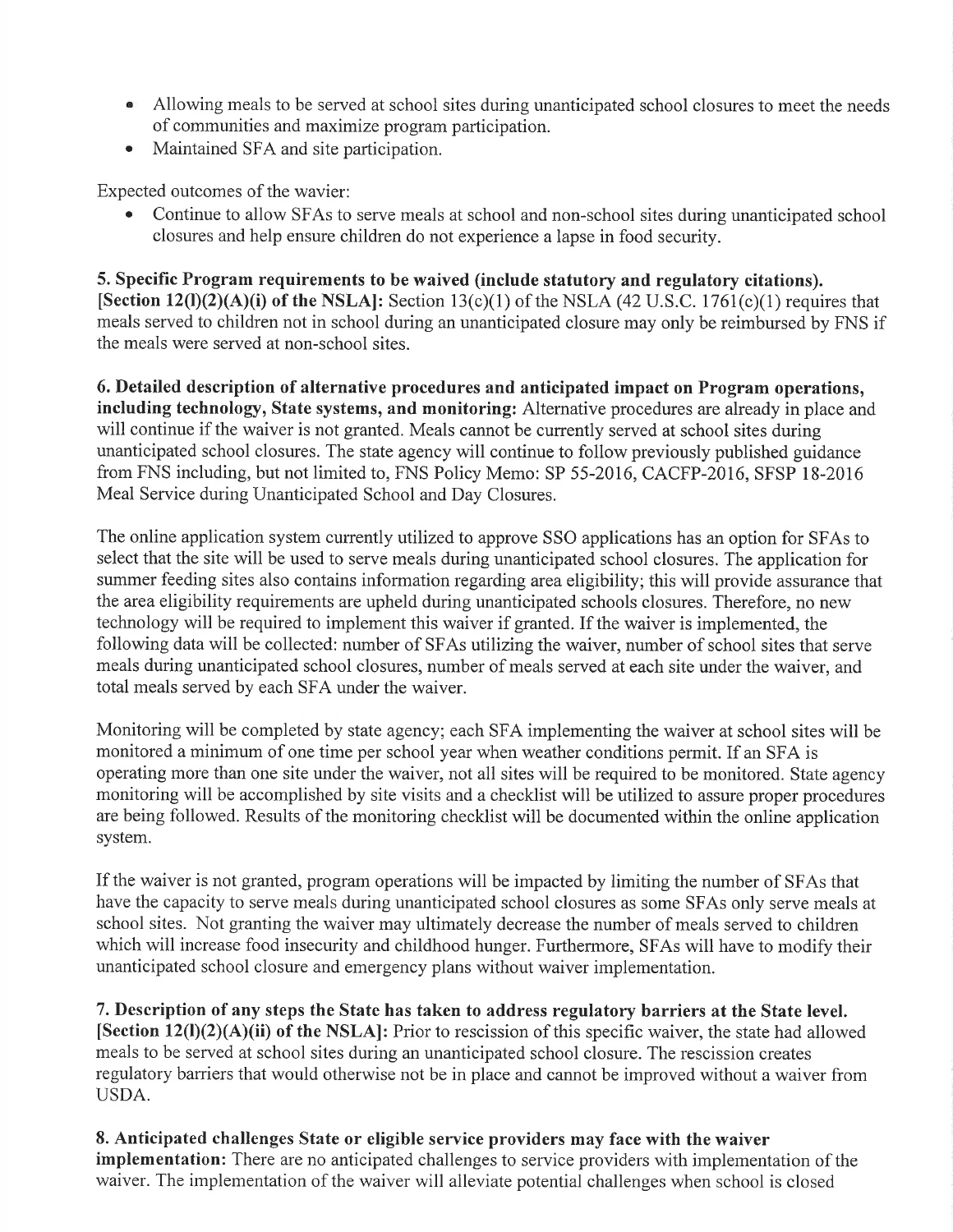- Allowing meals to be served at school sites during unanticipated school closures to meet the needs of communities and maximize program participation.
- Maintained SFA and site participation.

Expected outcomes of the wavier:

- Continue to allow SFAs to serve meals at school and non-school sites during unanticipated school closures and help ensure children do not experience a lapse in food security.

**5. Specific Program requirements to be waived (include statutory and regulatory citations). [Section 12(l)(2)(A)(i) of the NSLA]:** Section 13(c)(1) of the NSLA (42 U.S.C. 1761(c)(1) requires that meals served to children not in school during an unanticipated closure may only be reimbursed by FNS if the meals were served at non-school sites.

**6. Detailed description of alternative procedures and anticipated impact on Program operations, including technology, State systems, and monitoring:** Alternative procedures are already in place and will continue if the waiver is not granted. Meals cannot be currently served at school sites during unanticipated school closures. The state agency will continue to follow previously published guidance from FNS including, but not limited to, FNS Policy Memo: SP 55-2016, CACFP-2016, SFSP 18-2016 Meal Service during Unanticipated School and Day Closures.

The online application system currently utilized to approve SSO applications has an option for SFAs to select that the site will be used to serve meals during unanticipated school closures. The application for summer feeding sites also contains information regarding area eligibility; this will provide assurance that the area eligibility requirements are upheld during unanticipated schools closures. Therefore, no new technology will be required to implement this waiver if granted. If the waiver is implemented, the following data will be collected: number of SFAs utilizing the waiver, number of school sites that serve meals during unanticipated school closures, number of meals served at each site under the waiver, and total meals served by each SFA under the waiver.

Monitoring will be completed by state agency; each SFA implementing the waiver at school sites will be monitored a minimum of one time per school year when weather conditions permit. If an SFA is operating more than one site under the waiver, not all sites will be required to be monitored. State agency monitoring will be accomplished by site visits and a checklist will be utilized to assure proper procedures are being followed. Results of the monitoring checklist will be documented within the online application system.

If the waiver is not granted, program operations will be impacted by limiting the number of SFAs that have the capacity to serve meals during unanticipated school closures as some SFAs only serve meals at school sites. Not granting the waiver may ultimately decrease the number of meals served to children which will increase food insecurity and childhood hunger. Furthermore, SFAs will have to modify their unanticipated school closure and emergency plans without waiver implementation.

**7. Description of any steps the State has taken to address regulatory barriers at the State level. [Section 12(l)(2)(A)(ii) of the NSLA]:** Prior to rescission of this specific waiver, the state had allowed meals to be served at school sites during an unanticipated school closure. The rescission creates regulatory barriers that would otherwise not be in place and cannot be improved without a waiver from USDA.

**8. Anticipated challenges State or eligible service providers may face with the waiver implementation:** There are no anticipated challenges to service providers with implementation of the waiver. The implementation of the waiver will alleviate potential challenges when school is closed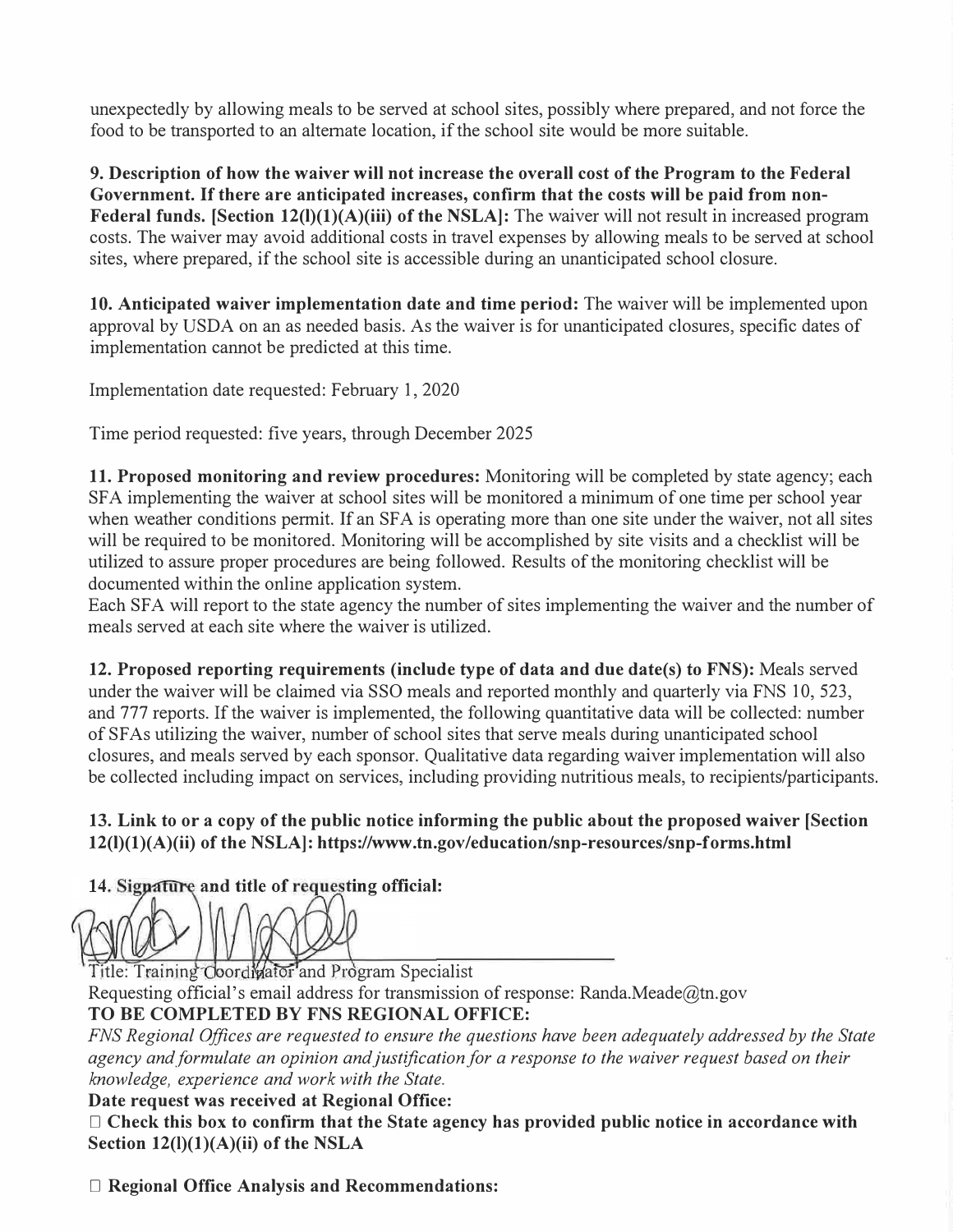unexpectedly by allowing meals to be served at school sites, possibly where prepared, and not force the food to be transported to an alternate location, if the school site would be more suitable.

**9. Description of how the waiver will not increase the overall cost of the Program to the Federal Government. If there are anticipated increases, confirm that the costs will be paid from non-Federal funds. [Section 12(l)(1)(A)(iii) of the NSLA]:** The waiver will not result in increased program costs. The waiver may avoid additional costs in travel expenses by allowing meals to be served at school sites, where prepared, if the school site is accessible during an unanticipated school closure.

**10. Anticipated waiver implementation date and time period:** The waiver will be implemented upon approval by USDA on an as needed basis. As the waiver is for unanticipated closures, specific dates of implementation cannot be predicted at this time.

Implementation date requested: February 1, 2020

Time period requested: five years, through December 2025

**11. Proposed monitoring and review procedures:** Monitoring will be completed by state agency; each SFA implementing the waiver at school sites will be monitored a minimum of one time per school year when weather conditions permit. If an SFA is operating more than one site under the waiver, not all sites will be required to be monitored. Monitoring will be accomplished by site visits and a checklist will be utilized to assure proper procedures are being followed. Results of the monitoring checklist will be documented within the online application system.
Each SFA will report to the state agency the number of sites implementing the waiver and the number of meals served at each site where the waiver is utilized.

**12. Proposed reporting requirements (include type of data and due date(s) to FNS):** Meals served under the waiver will be claimed via SSO meals and reported monthly and quarterly via FNS 10, 523, and 777 reports. If the waiver is implemented, the following quantitative data will be collected: number of SFAs utilizing the waiver, number of school sites that serve meals during unanticipated school closures, and meals served by each sponsor. Qualitative data regarding waiver implementation will also be collected including impact on services, including providing nutritious meals, to recipients/participants.

**13. Link to or a copy of the public notice informing the public about the proposed waiver [Section 12(l)(1)(A)(ii) of the NSLA]: https://www.tn.gov/education/snp-resources/snp-forms.html**

**14. Signature and title of requesting official:**

Title: Training Coordinator and Program Specialist
Requesting official's email address for transmission of response: Randa.Meade@tn.gov

**TO BE COMPLETED BY FNS REGIONAL OFFICE:**

*FNS Regional Offices are requested to ensure the questions have been adequately addressed by the State agency and formulate an opinion and justification for a response to the waiver request based on their knowledge, experience and work with the State.*

**Date request was received at Regional Office:**

☐ **Check this box to confirm that the State agency has provided public notice in accordance with Section 12(l)(1)(A)(ii) of the NSLA**

☐ **Regional Office Analysis and Recommendations:**